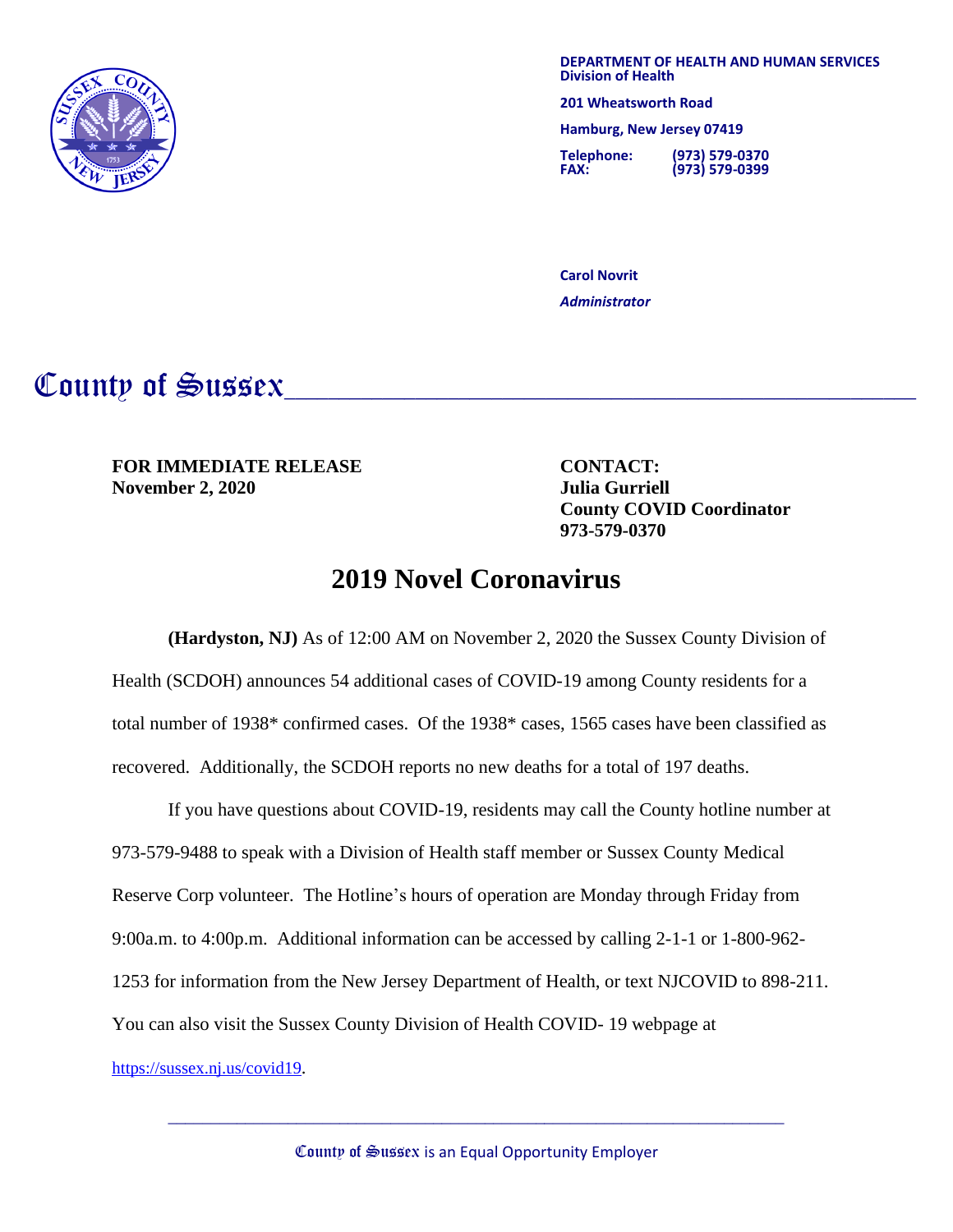**DEPARTMENT OF HEALTH AND HUMAN SERVICES**
**Division of Health**

**201 Wheatsworth Road**

**Hamburg, New Jersey 07419**

**Telephone:** (973) 579-0370
**FAX:** (973) 579-0399

**Carol Novrit**
***Administrator***

# County of Sussex

**FOR IMMEDIATE RELEASE**
**November 2, 2020**

**CONTACT:**
**Julia Gurriell**
**County COVID Coordinator**
**973-579-0370**

## 2019 Novel Coronavirus

**(Hardyston, NJ)** As of 12:00 AM on November 2, 2020 the Sussex County Division of Health (SCDOH) announces 54 additional cases of COVID-19 among County residents for a total number of 1938* confirmed cases. Of the 1938* cases, 1565 cases have been classified as recovered. Additionally, the SCDOH reports no new deaths for a total of 197 deaths.

If you have questions about COVID-19, residents may call the County hotline number at 973-579-9488 to speak with a Division of Health staff member or Sussex County Medical Reserve Corp volunteer. The Hotline's hours of operation are Monday through Friday from 9:00a.m. to 4:00p.m. Additional information can be accessed by calling 2-1-1 or 1-800-962-1253 for information from the New Jersey Department of Health, or text NJCOVID to 898-211. You can also visit the Sussex County Division of Health COVID- 19 webpage at https://sussex.nj.us/covid19.

County of Sussex is an Equal Opportunity Employer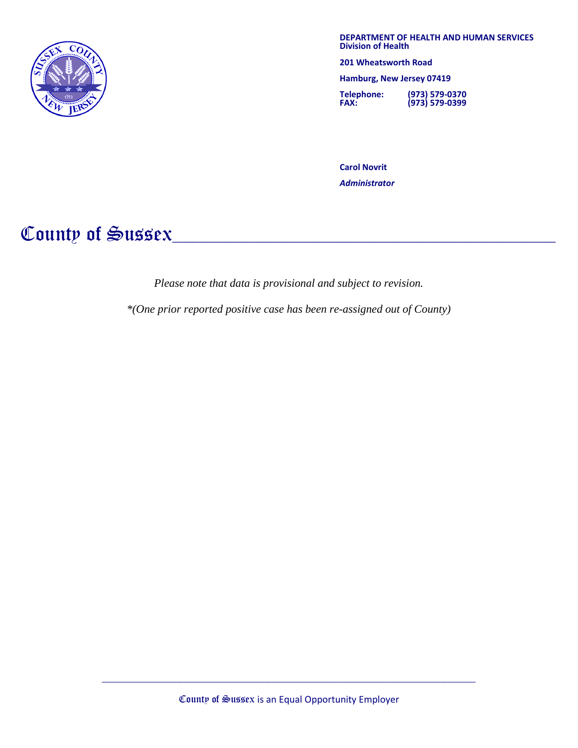*Please note that data is provisional and subject to revision.*

**(One prior reported positive case has been re-assigned out of County)*